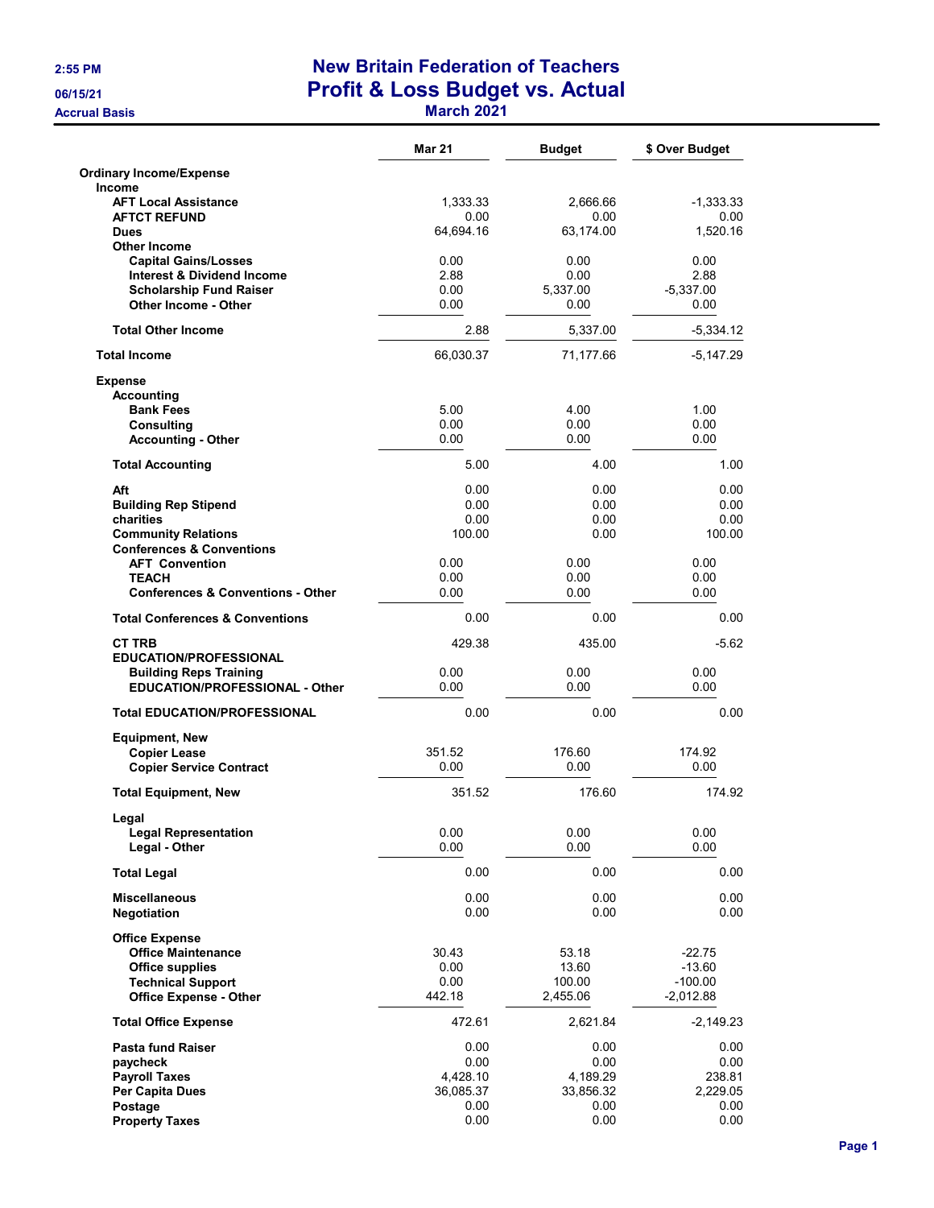2:55 PM

06/15/21

Accrual Basis

# New Britain Federation of Teachers
## Profit & Loss Budget vs. Actual
### March 2021

| | Mar 21 | Budget | $ Over Budget |
|---|---|---|---|
| **Ordinary Income/Expense** | | | |
| **Income** | | | |
| **AFT Local Assistance** | 1,333.33 | 2,666.66 | -1,333.33 |
| **AFTCT REFUND** | 0.00 | 0.00 | 0.00 |
| **Dues** | 64,694.16 | 63,174.00 | 1,520.16 |
| **Other Income** | | | |
| **Capital Gains/Losses** | 0.00 | 0.00 | 0.00 |
| **Interest & Dividend Income** | 2.88 | 0.00 | 2.88 |
| **Scholarship Fund Raiser** | 0.00 | 5,337.00 | -5,337.00 |
| **Other Income - Other** | 0.00 | 0.00 | 0.00 |
| **Total Other Income** | 2.88 | 5,337.00 | -5,334.12 |
| **Total Income** | 66,030.37 | 71,177.66 | -5,147.29 |
| **Expense** | | | |
| **Accounting** | | | |
| **Bank Fees** | 5.00 | 4.00 | 1.00 |
| **Consulting** | 0.00 | 0.00 | 0.00 |
| **Accounting - Other** | 0.00 | 0.00 | 0.00 |
| **Total Accounting** | 5.00 | 4.00 | 1.00 |
| **Aft** | 0.00 | 0.00 | 0.00 |
| **Building Rep Stipend** | 0.00 | 0.00 | 0.00 |
| **charities** | 0.00 | 0.00 | 0.00 |
| **Community Relations** | 100.00 | 0.00 | 100.00 |
| **Conferences & Conventions** | | | |
| **AFT Convention** | 0.00 | 0.00 | 0.00 |
| **TEACH** | 0.00 | 0.00 | 0.00 |
| **Conferences & Conventions - Other** | 0.00 | 0.00 | 0.00 |
| **Total Conferences & Conventions** | 0.00 | 0.00 | 0.00 |
| **CT TRB** | 429.38 | 435.00 | -5.62 |
| **EDUCATION/PROFESSIONAL** | | | |
| **Building Reps Training** | 0.00 | 0.00 | 0.00 |
| **EDUCATION/PROFESSIONAL - Other** | 0.00 | 0.00 | 0.00 |
| **Total EDUCATION/PROFESSIONAL** | 0.00 | 0.00 | 0.00 |
| **Equipment, New** | | | |
| **Copier Lease** | 351.52 | 176.60 | 174.92 |
| **Copier Service Contract** | 0.00 | 0.00 | 0.00 |
| **Total Equipment, New** | 351.52 | 176.60 | 174.92 |
| **Legal** | | | |
| **Legal Representation** | 0.00 | 0.00 | 0.00 |
| **Legal - Other** | 0.00 | 0.00 | 0.00 |
| **Total Legal** | 0.00 | 0.00 | 0.00 |
| **Miscellaneous** | 0.00 | 0.00 | 0.00 |
| **Negotiation** | 0.00 | 0.00 | 0.00 |
| **Office Expense** | | | |
| **Office Maintenance** | 30.43 | 53.18 | -22.75 |
| **Office supplies** | 0.00 | 13.60 | -13.60 |
| **Technical Support** | 0.00 | 100.00 | -100.00 |
| **Office Expense - Other** | 442.18 | 2,455.06 | -2,012.88 |
| **Total Office Expense** | 472.61 | 2,621.84 | -2,149.23 |
| **Pasta fund Raiser** | 0.00 | 0.00 | 0.00 |
| **paycheck** | 0.00 | 0.00 | 0.00 |
| **Payroll Taxes** | 4,428.10 | 4,189.29 | 238.81 |
| **Per Capita Dues** | 36,085.37 | 33,856.32 | 2,229.05 |
| **Postage** | 0.00 | 0.00 | 0.00 |
| **Property Taxes** | 0.00 | 0.00 | 0.00 |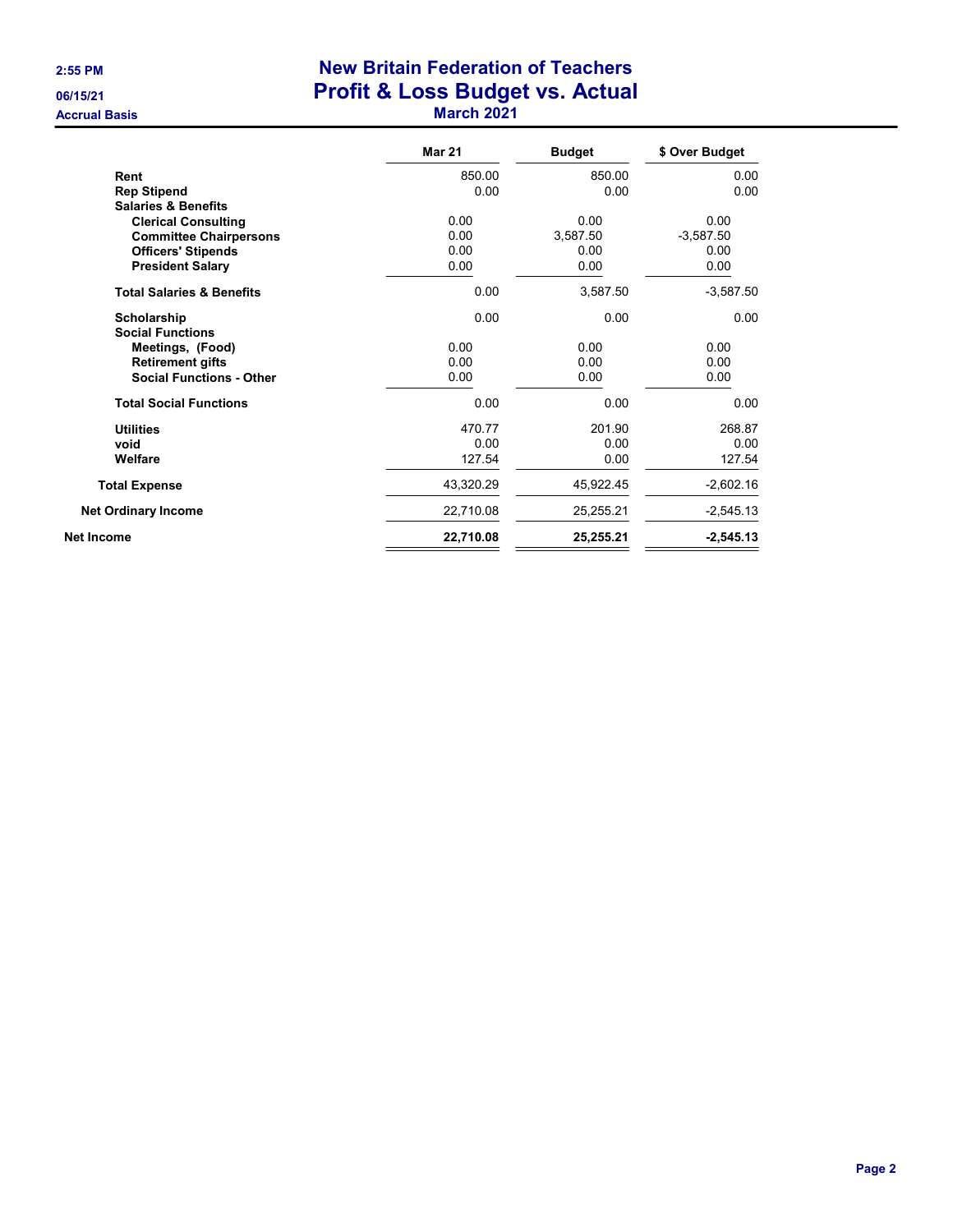# New Britain Federation of Teachers
## Profit & Loss Budget vs. Actual
### March 2021

2:55 PM
06/15/21
Accrual Basis

| | Mar 21 | Budget | $ Over Budget |
|---|---|---|---|
| **Rent** | 850.00 | 850.00 | 0.00 |
| **Rep Stipend** | 0.00 | 0.00 | 0.00 |
| **Salaries & Benefits** | | | |
| **Clerical Consulting** | 0.00 | 0.00 | 0.00 |
| **Committee Chairpersons** | 0.00 | 3,587.50 | -3,587.50 |
| **Officers' Stipends** | 0.00 | 0.00 | 0.00 |
| **President Salary** | 0.00 | 0.00 | 0.00 |
| **Total Salaries & Benefits** | 0.00 | 3,587.50 | -3,587.50 |
| **Scholarship** | 0.00 | 0.00 | 0.00 |
| **Social Functions** | | | |
| **Meetings, (Food)** | 0.00 | 0.00 | 0.00 |
| **Retirement gifts** | 0.00 | 0.00 | 0.00 |
| **Social Functions - Other** | 0.00 | 0.00 | 0.00 |
| **Total Social Functions** | 0.00 | 0.00 | 0.00 |
| **Utilities** | 470.77 | 201.90 | 268.87 |
| **void** | 0.00 | 0.00 | 0.00 |
| **Welfare** | 127.54 | 0.00 | 127.54 |
| **Total Expense** | 43,320.29 | 45,922.45 | -2,602.16 |
| **Net Ordinary Income** | 22,710.08 | 25,255.21 | -2,545.13 |
| **Net Income** | **22,710.08** | **25,255.21** | **-2,545.13** |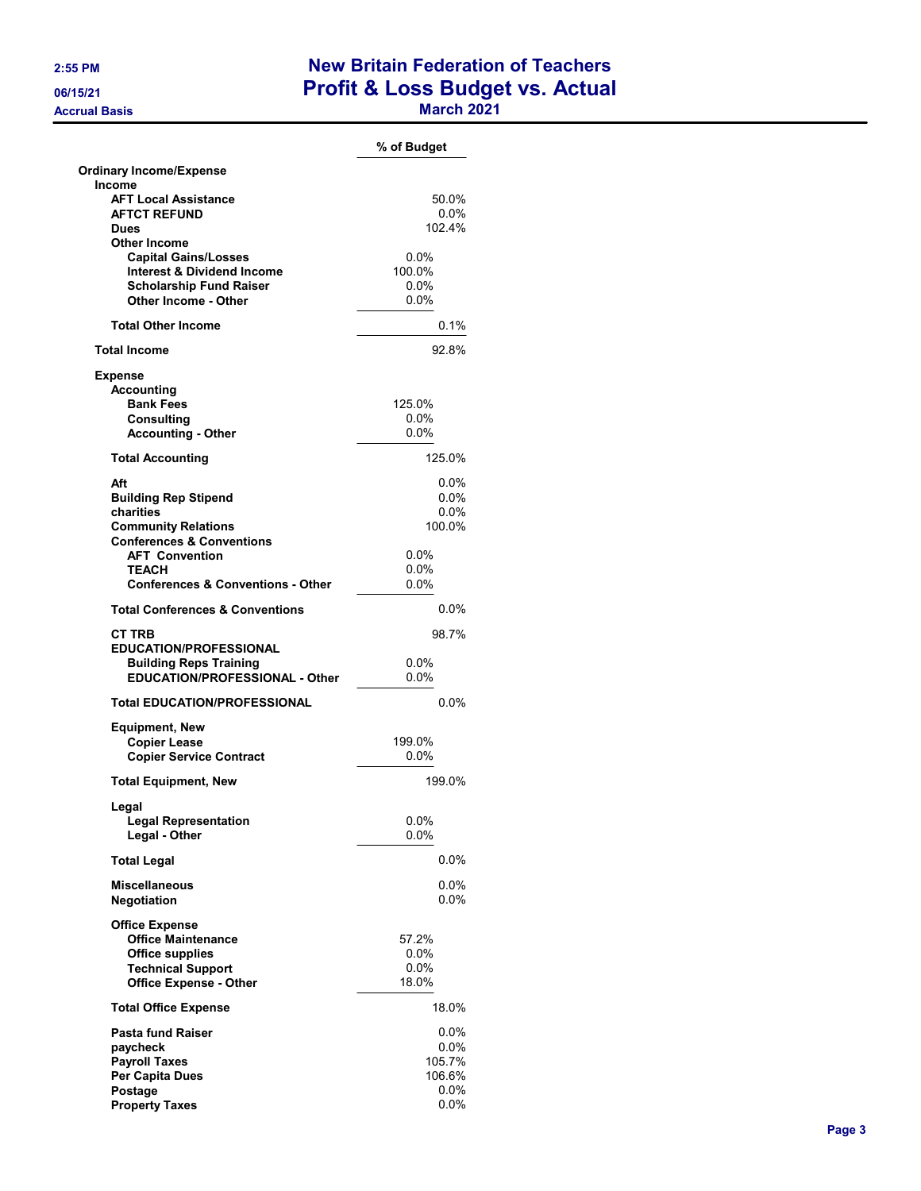# New Britain Federation of Teachers
## Profit & Loss Budget vs. Actual
### March 2021

2:55 PM
06/15/21
Accrual Basis

| | % of Budget |
|---|---|
| **Ordinary Income/Expense** | |
| **Income** | |
| **AFT Local Assistance** | 50.0% |
| **AFTCT REFUND** | 0.0% |
| **Dues** | 102.4% |
| **Other Income** | |
| **Capital Gains/Losses** | 0.0% |
| **Interest & Dividend Income** | 100.0% |
| **Scholarship Fund Raiser** | 0.0% |
| **Other Income - Other** | 0.0% |
| **Total Other Income** | 0.1% |
| **Total Income** | 92.8% |
| **Expense** | |
| **Accounting** | |
| **Bank Fees** | 125.0% |
| **Consulting** | 0.0% |
| **Accounting - Other** | 0.0% |
| **Total Accounting** | 125.0% |
| **Aft** | 0.0% |
| **Building Rep Stipend** | 0.0% |
| **charities** | 0.0% |
| **Community Relations** | 100.0% |
| **Conferences & Conventions** | |
| **AFT Convention** | 0.0% |
| **TEACH** | 0.0% |
| **Conferences & Conventions - Other** | 0.0% |
| **Total Conferences & Conventions** | 0.0% |
| **CT TRB** | 98.7% |
| **EDUCATION/PROFESSIONAL** | |
| **Building Reps Training** | 0.0% |
| **EDUCATION/PROFESSIONAL - Other** | 0.0% |
| **Total EDUCATION/PROFESSIONAL** | 0.0% |
| **Equipment, New** | |
| **Copier Lease** | 199.0% |
| **Copier Service Contract** | 0.0% |
| **Total Equipment, New** | 199.0% |
| **Legal** | |
| **Legal Representation** | 0.0% |
| **Legal - Other** | 0.0% |
| **Total Legal** | 0.0% |
| **Miscellaneous** | 0.0% |
| **Negotiation** | 0.0% |
| **Office Expense** | |
| **Office Maintenance** | 57.2% |
| **Office supplies** | 0.0% |
| **Technical Support** | 0.0% |
| **Office Expense - Other** | 18.0% |
| **Total Office Expense** | 18.0% |
| **Pasta fund Raiser** | 0.0% |
| **paycheck** | 0.0% |
| **Payroll Taxes** | 105.7% |
| **Per Capita Dues** | 106.6% |
| **Postage** | 0.0% |
| **Property Taxes** | 0.0% |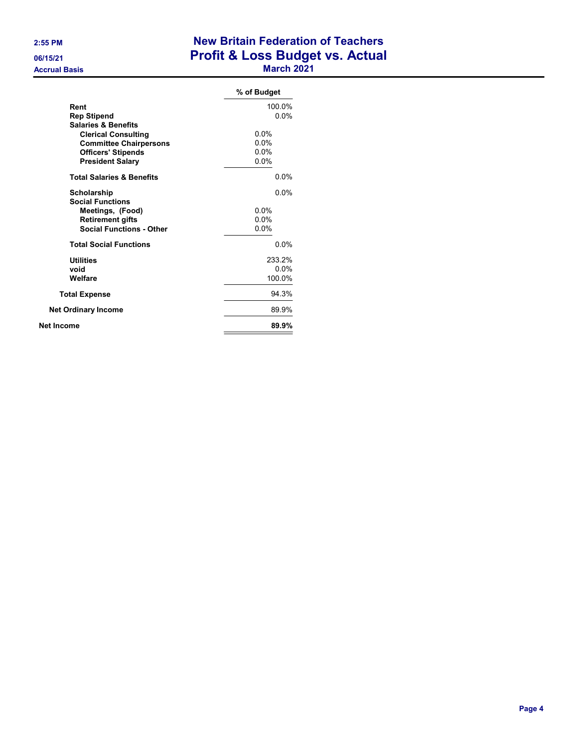# New Britain Federation of Teachers
## Profit & Loss Budget vs. Actual
### March 2021

2:55 PM
06/15/21
Accrual Basis

| | % of Budget |
|---|---|
| Rent | 100.0% |
| Rep Stipend | 0.0% |
| Salaries & Benefits | |
| Clerical Consulting | 0.0% |
| Committee Chairpersons | 0.0% |
| Officers' Stipends | 0.0% |
| President Salary | 0.0% |
| **Total Salaries & Benefits** | 0.0% |
| Scholarship | 0.0% |
| Social Functions | |
| Meetings, (Food) | 0.0% |
| Retirement gifts | 0.0% |
| Social Functions - Other | 0.0% |
| **Total Social Functions** | 0.0% |
| Utilities | 233.2% |
| void | 0.0% |
| Welfare | 100.0% |
| **Total Expense** | 94.3% |
| **Net Ordinary Income** | 89.9% |
| **Net Income** | **89.9%** |